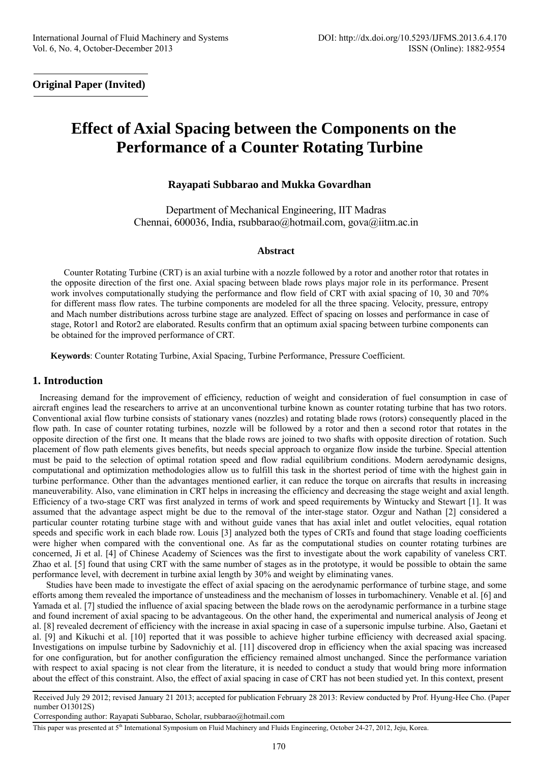**Original Paper (Invited)**

# Effect of Axial Spacing between the Components on the Performance of a Counter Rotating Turbine

**Rayapati Subbarao and Mukka Govardhan**

Department of Mechanical Engineering, IIT Madras
Chennai, 600036, India, rsubbarao@hotmail.com, gova@iitm.ac.in

### Abstract

Counter Rotating Turbine (CRT) is an axial turbine with a nozzle followed by a rotor and another rotor that rotates in the opposite direction of the first one. Axial spacing between blade rows plays major role in its performance. Present work involves computationally studying the performance and flow field of CRT with axial spacing of 10, 30 and 70% for different mass flow rates. The turbine components are modeled for all the three spacing. Velocity, pressure, entropy and Mach number distributions across turbine stage are analyzed. Effect of spacing on losses and performance in case of stage, Rotor1 and Rotor2 are elaborated. Results confirm that an optimum axial spacing between turbine components can be obtained for the improved performance of CRT.

**Keywords**: Counter Rotating Turbine, Axial Spacing, Turbine Performance, Pressure Coefficient.

## 1. Introduction

Increasing demand for the improvement of efficiency, reduction of weight and consideration of fuel consumption in case of aircraft engines lead the researchers to arrive at an unconventional turbine known as counter rotating turbine that has two rotors. Conventional axial flow turbine consists of stationary vanes (nozzles) and rotating blade rows (rotors) consequently placed in the flow path. In case of counter rotating turbines, nozzle will be followed by a rotor and then a second rotor that rotates in the opposite direction of the first one. It means that the blade rows are joined to two shafts with opposite direction of rotation. Such placement of flow path elements gives benefits, but needs special approach to organize flow inside the turbine. Special attention must be paid to the selection of optimal rotation speed and flow radial equilibrium conditions. Modern aerodynamic designs, computational and optimization methodologies allow us to fulfill this task in the shortest period of time with the highest gain in turbine performance. Other than the advantages mentioned earlier, it can reduce the torque on aircrafts that results in increasing maneuverability. Also, vane elimination in CRT helps in increasing the efficiency and decreasing the stage weight and axial length. Efficiency of a two-stage CRT was first analyzed in terms of work and speed requirements by Wintucky and Stewart [1]. It was assumed that the advantage aspect might be due to the removal of the inter-stage stator. Ozgur and Nathan [2] considered a particular counter rotating turbine stage with and without guide vanes that has axial inlet and outlet velocities, equal rotation speeds and specific work in each blade row. Louis [3] analyzed both the types of CRTs and found that stage loading coefficients were higher when compared with the conventional one. As far as the computational studies on counter rotating turbines are concerned, Ji et al. [4] of Chinese Academy of Sciences was the first to investigate about the work capability of vaneless CRT. Zhao et al. [5] found that using CRT with the same number of stages as in the prototype, it would be possible to obtain the same performance level, with decrement in turbine axial length by 30% and weight by eliminating vanes.

Studies have been made to investigate the effect of axial spacing on the aerodynamic performance of turbine stage, and some efforts among them revealed the importance of unsteadiness and the mechanism of losses in turbomachinery. Venable et al. [6] and Yamada et al. [7] studied the influence of axial spacing between the blade rows on the aerodynamic performance in a turbine stage and found increment of axial spacing to be advantageous. On the other hand, the experimental and numerical analysis of Jeong et al. [8] revealed decrement of efficiency with the increase in axial spacing in case of a supersonic impulse turbine. Also, Gaetani et al. [9] and Kikuchi et al. [10] reported that it was possible to achieve higher turbine efficiency with decreased axial spacing. Investigations on impulse turbine by Sadovnichiy et al. [11] discovered drop in efficiency when the axial spacing was increased for one configuration, but for another configuration the efficiency remained almost unchanged. Since the performance variation with respect to axial spacing is not clear from the literature, it is needed to conduct a study that would bring more information about the effect of this constraint. Also, the effect of axial spacing in case of CRT has not been studied yet. In this context, present

---

Received July 29 2012; revised January 21 2013; accepted for publication February 28 2013: Review conducted by Prof. Hyung-Hee Cho. (Paper number O13012S)

Corresponding author: Rayapati Subbarao, Scholar, rsubbarao@hotmail.com

This paper was presented at 5[th] International Symposium on Fluid Machinery and Fluids Engineering, October 24-27, 2012, Jeju, Korea.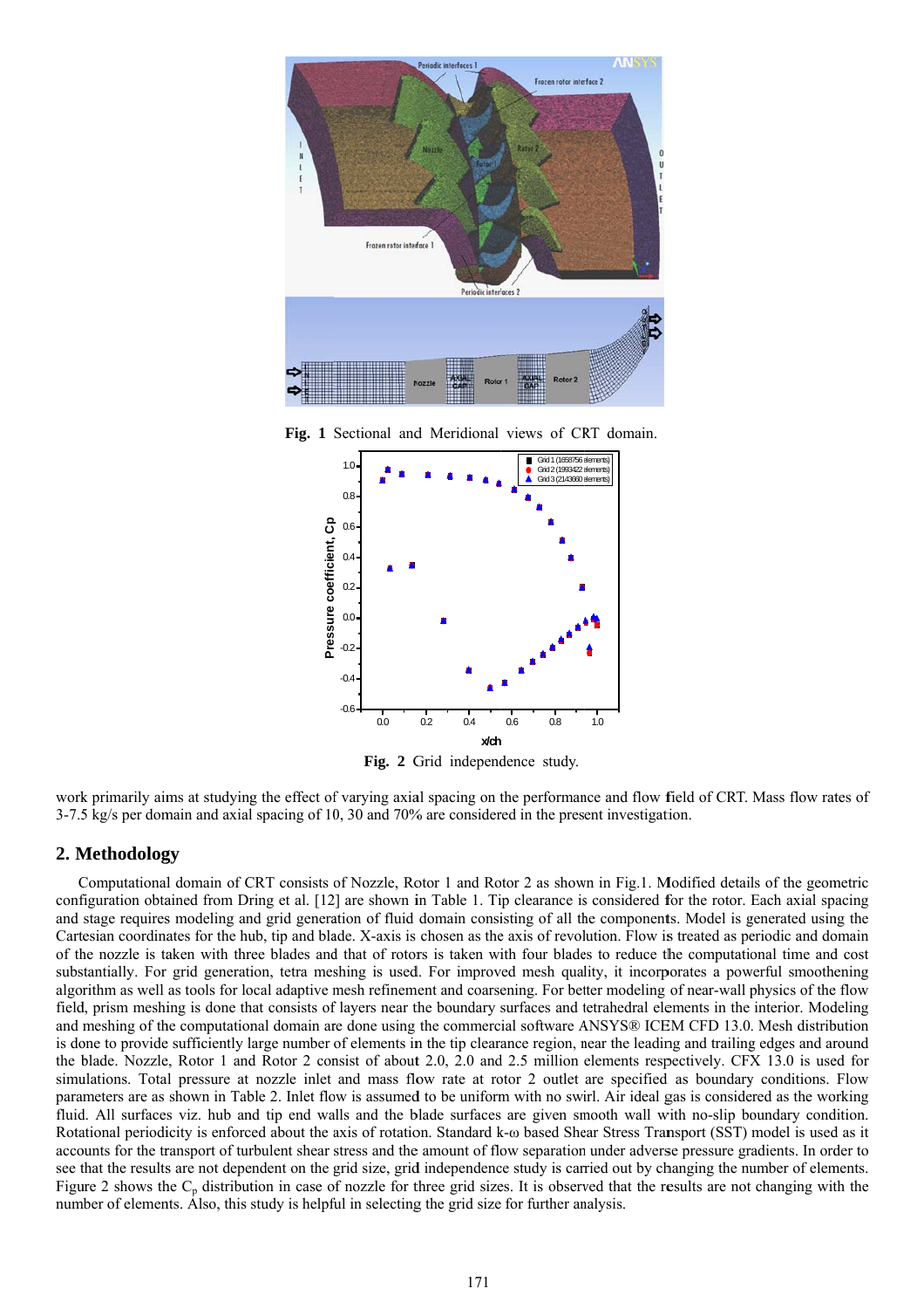Fig. 1 Sectional and Meridional views of CRT domain.

Fig. 2 Grid independence study.

work primarily aims at studying the effect of varying axial spacing on the performance and flow field of CRT. Mass flow rates of 3-7.5 kg/s per domain and axial spacing of 10, 30 and 70% are considered in the present investigation.

## 2. Methodology

Computational domain of CRT consists of Nozzle, Rotor 1 and Rotor 2 as shown in Fig.1. Modified details of the geometric configuration obtained from Dring et al. [12] are shown in Table 1. Tip clearance is considered for the rotor. Each axial spacing and stage requires modeling and grid generation of fluid domain consisting of all the components. Model is generated using the Cartesian coordinates for the hub, tip and blade. X-axis is chosen as the axis of revolution. Flow is treated as periodic and domain of the nozzle is taken with three blades and that of rotors is taken with four blades to reduce the computational time and cost substantially. For grid generation, tetra meshing is used. For improved mesh quality, it incorporates a powerful smoothening algorithm as well as tools for local adaptive mesh refinement and coarsening. For better modeling of near-wall physics of the flow field, prism meshing is done that consists of layers near the boundary surfaces and tetrahedral elements in the interior. Modeling and meshing of the computational domain are done using the commercial software ANSYS® ICEM CFD 13.0. Mesh distribution is done to provide sufficiently large number of elements in the tip clearance region, near the leading and trailing edges and around the blade. Nozzle, Rotor 1 and Rotor 2 consist of about 2.0, 2.0 and 2.5 million elements respectively. CFX 13.0 is used for simulations. Total pressure at nozzle inlet and mass flow rate at rotor 2 outlet are specified as boundary conditions. Flow parameters are as shown in Table 2. Inlet flow is assumed to be uniform with no swirl. Air ideal gas is considered as the working fluid. All surfaces viz. hub and tip end walls and the blade surfaces are given smooth wall with no-slip boundary condition. Rotational periodicity is enforced about the axis of rotation. Standard k-ω based Shear Stress Transport (SST) model is used as it accounts for the transport of turbulent shear stress and the amount of flow separation under adverse pressure gradients. In order to see that the results are not dependent on the grid size, grid independence study is carried out by changing the number of elements. Figure 2 shows the $C_p$ distribution in case of nozzle for three grid sizes. It is observed that the results are not changing with the number of elements. Also, this study is helpful in selecting the grid size for further analysis.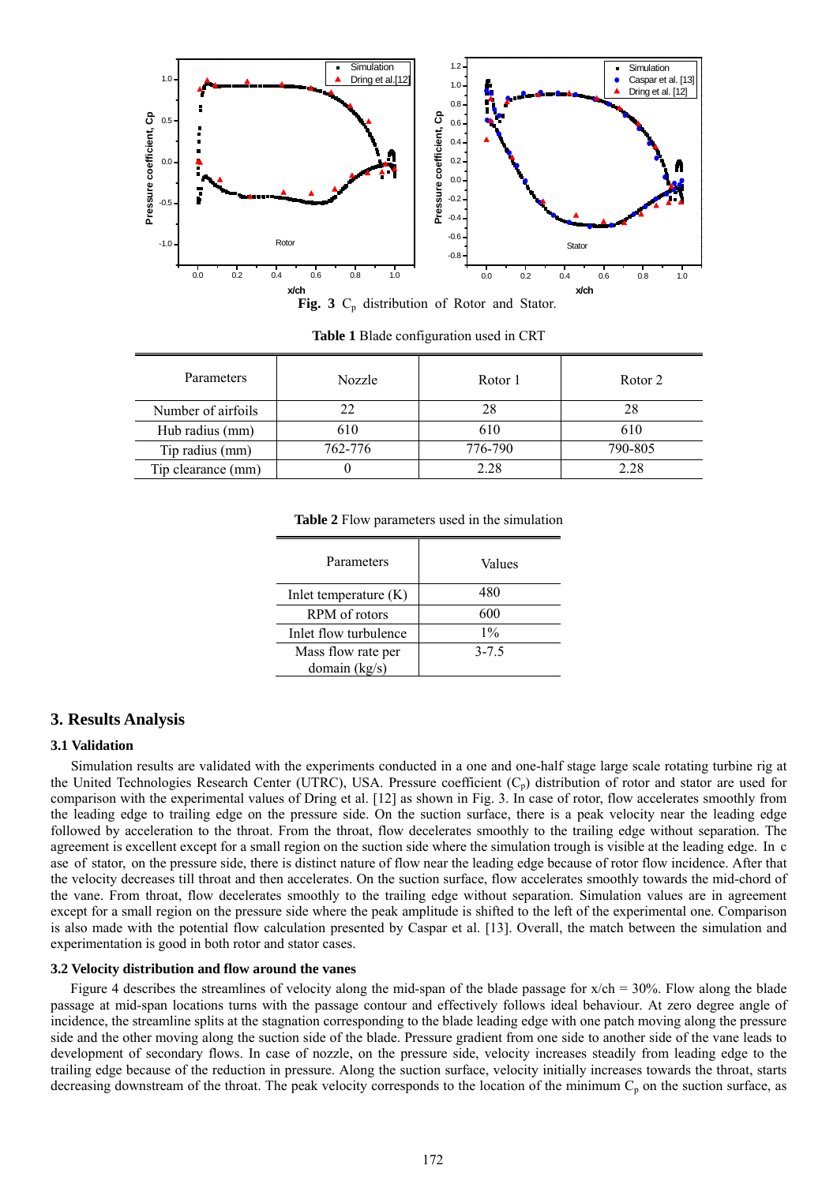**Fig. 3** $C_p$ distribution of Rotor and Stator.

**Table 1** Blade configuration used in CRT

| Parameters | Nozzle | Rotor 1 | Rotor 2 |
|---|---|---|---|
| Number of airfoils | 22 | 28 | 28 |
| Hub radius (mm) | 610 | 610 | 610 |
| Tip radius (mm) | 762-776 | 776-790 | 790-805 |
| Tip clearance (mm) | 0 | 2.28 | 2.28 |

**Table 2** Flow parameters used in the simulation

| Parameters | Values |
|---|---|
| Inlet temperature (K) | 480 |
| RPM of rotors | 600 |
| Inlet flow turbulence | 1% |
| Mass flow rate per domain (kg/s) | 3-7.5 |

## 3. Results Analysis

### 3.1 Validation

Simulation results are validated with the experiments conducted in a one and one-half stage large scale rotating turbine rig at the United Technologies Research Center (UTRC), USA. Pressure coefficient ($C_p$) distribution of rotor and stator are used for comparison with the experimental values of Dring et al. [12] as shown in Fig. 3. In case of rotor, flow accelerates smoothly from the leading edge to trailing edge on the pressure side. On the suction surface, there is a peak velocity near the leading edge followed by acceleration to the throat. From the throat, flow decelerates smoothly to the trailing edge without separation. The agreement is excellent except for a small region on the suction side where the simulation trough is visible at the leading edge. In c ase of stator, on the pressure side, there is distinct nature of flow near the leading edge because of rotor flow incidence. After that the velocity decreases till throat and then accelerates. On the suction surface, flow accelerates smoothly towards the mid-chord of the vane. From throat, flow decelerates smoothly to the trailing edge without separation. Simulation values are in agreement except for a small region on the pressure side where the peak amplitude is shifted to the left of the experimental one. Comparison is also made with the potential flow calculation presented by Caspar et al. [13]. Overall, the match between the simulation and experimentation is good in both rotor and stator cases.

### 3.2 Velocity distribution and flow around the vanes

Figure 4 describes the streamlines of velocity along the mid-span of the blade passage for x/ch = 30%. Flow along the blade passage at mid-span locations turns with the passage contour and effectively follows ideal behaviour. At zero degree angle of incidence, the streamline splits at the stagnation corresponding to the blade leading edge with one patch moving along the pressure side and the other moving along the suction side of the blade. Pressure gradient from one side to another side of the vane leads to development of secondary flows. In case of nozzle, on the pressure side, velocity increases steadily from leading edge to the trailing edge because of the reduction in pressure. Along the suction surface, velocity initially increases towards the throat, starts decreasing downstream of the throat. The peak velocity corresponds to the location of the minimum $C_p$ on the suction surface, as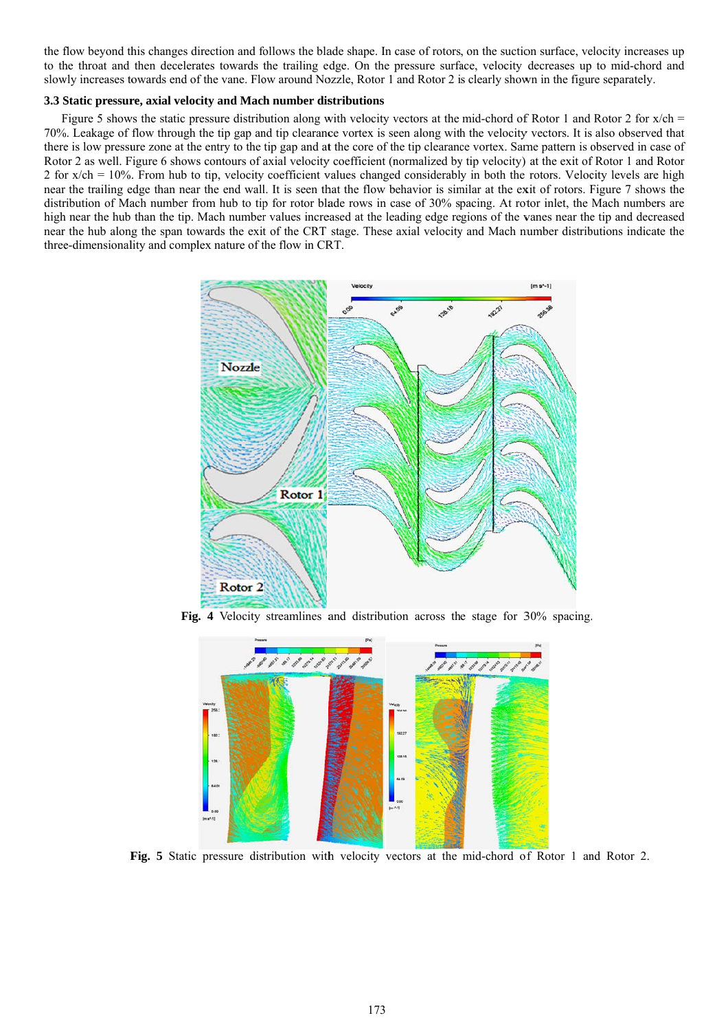the flow beyond this changes direction and follows the blade shape. In case of rotors, on the suction surface, velocity increases up to the throat and then decelerates towards the trailing edge. On the pressure surface, velocity decreases up to mid-chord and slowly increases towards end of the vane. Flow around Nozzle, Rotor 1 and Rotor 2 is clearly shown in the figure separately.

### 3.3 Static pressure, axial velocity and Mach number distributions

Figure 5 shows the static pressure distribution along with velocity vectors at the mid-chord of Rotor 1 and Rotor 2 for x/ch = 70%. Leakage of flow through the tip gap and tip clearance vortex is seen along with the velocity vectors. It is also observed that there is low pressure zone at the entry to the tip gap and at the core of the tip clearance vortex. Same pattern is observed in case of Rotor 2 as well. Figure 6 shows contours of axial velocity coefficient (normalized by tip velocity) at the exit of Rotor 1 and Rotor 2 for x/ch = 10%. From hub to tip, velocity coefficient values changed considerably in both the rotors. Velocity levels are high near the trailing edge than near the end wall. It is seen that the flow behavior is similar at the exit of rotors. Figure 7 shows the distribution of Mach number from hub to tip for rotor blade rows in case of 30% spacing. At rotor inlet, the Mach numbers are high near the hub than the tip. Mach number values increased at the leading edge regions of the vanes near the tip and decreased near the hub along the span towards the exit of the CRT stage. These axial velocity and Mach number distributions indicate the three-dimensionality and complex nature of the flow in CRT.

**Fig. 4** Velocity streamlines and distribution across the stage for 30% spacing.

**Fig. 5** Static pressure distribution with velocity vectors at the mid-chord of Rotor 1 and Rotor 2.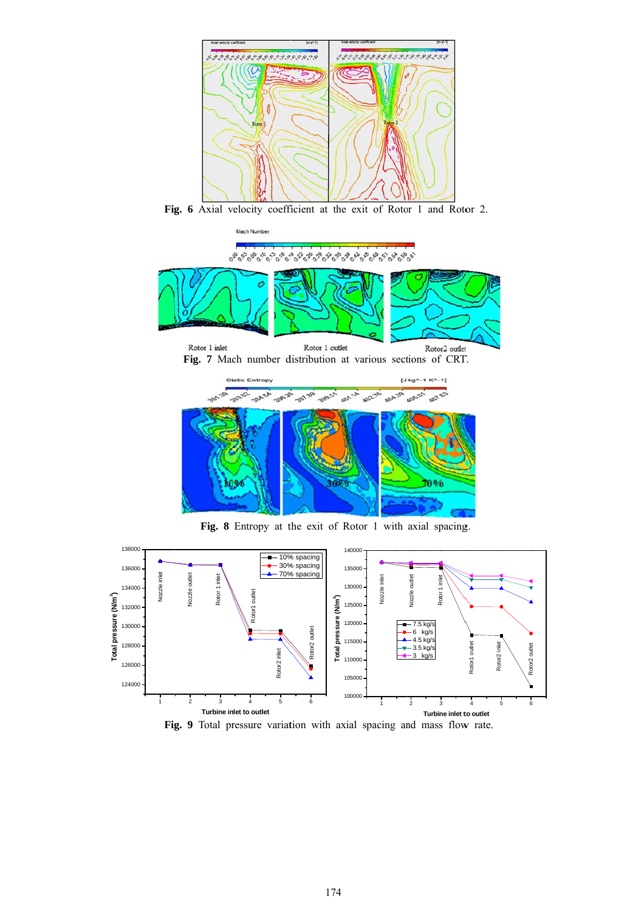**Fig. 6** Axial velocity coefficient at the exit of Rotor 1 and Rotor 2.

**Fig. 7** Mach number distribution at various sections of CRT.

**Fig. 8** Entropy at the exit of Rotor 1 with axial spacing.

**Fig. 9** Total pressure variation with axial spacing and mass flow rate.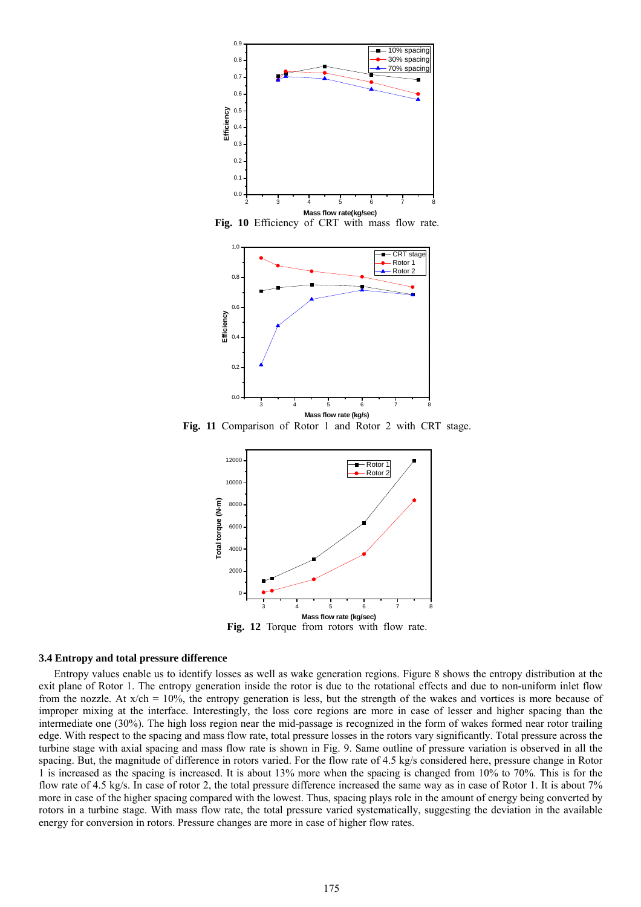**Fig. 10** Efficiency of CRT with mass flow rate.

**Fig. 11** Comparison of Rotor 1 and Rotor 2 with CRT stage.

**Fig. 12** Torque from rotors with flow rate.

### 3.4 Entropy and total pressure difference

Entropy values enable us to identify losses as well as wake generation regions. Figure 8 shows the entropy distribution at the exit plane of Rotor 1. The entropy generation inside the rotor is due to the rotational effects and due to non-uniform inlet flow from the nozzle. At x/ch = 10%, the entropy generation is less, but the strength of the wakes and vortices is more because of improper mixing at the interface. Interestingly, the loss core regions are more in case of lesser and higher spacing than the intermediate one (30%). The high loss region near the mid-passage is recognized in the form of wakes formed near rotor trailing edge. With respect to the spacing and mass flow rate, total pressure losses in the rotors vary significantly. Total pressure across the turbine stage with axial spacing and mass flow rate is shown in Fig. 9. Same outline of pressure variation is observed in all the spacing. But, the magnitude of difference in rotors varied. For the flow rate of 4.5 kg/s considered here, pressure change in Rotor 1 is increased as the spacing is increased. It is about 13% more when the spacing is changed from 10% to 70%. This is for the flow rate of 4.5 kg/s. In case of rotor 2, the total pressure difference increased the same way as in case of Rotor 1. It is about 7% more in case of the higher spacing compared with the lowest. Thus, spacing plays role in the amount of energy being converted by rotors in a turbine stage. With mass flow rate, the total pressure varied systematically, suggesting the deviation in the available energy for conversion in rotors. Pressure changes are more in case of higher flow rates.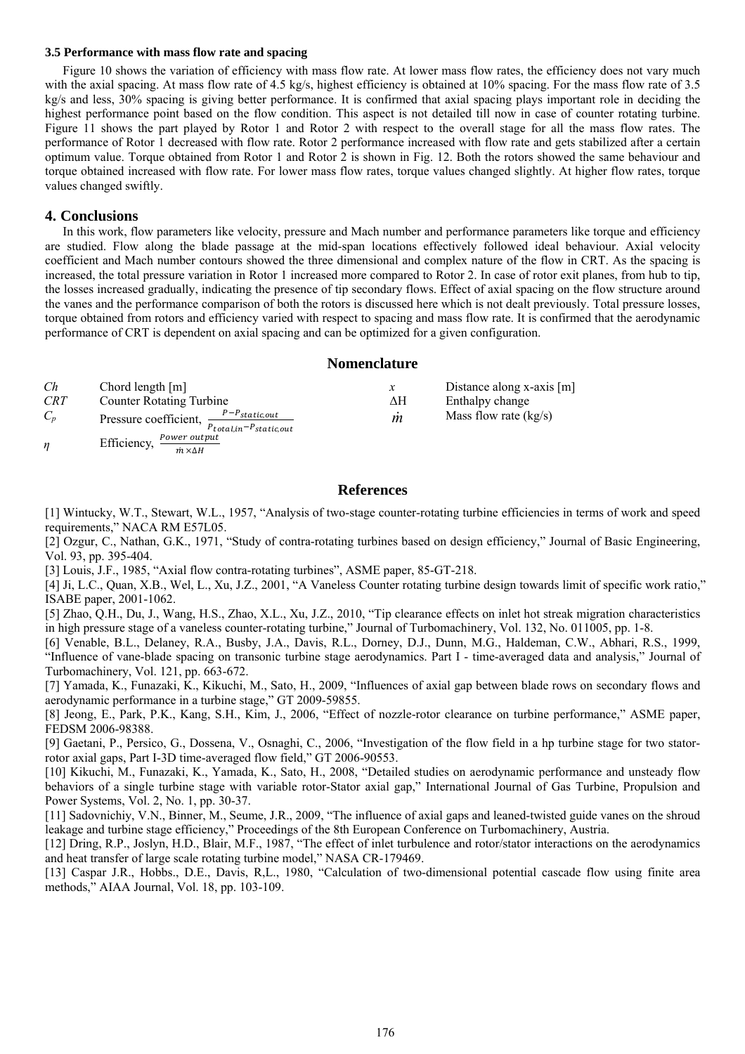### 3.5 Performance with mass flow rate and spacing

Figure 10 shows the variation of efficiency with mass flow rate. At lower mass flow rates, the efficiency does not vary much with the axial spacing. At mass flow rate of 4.5 kg/s, highest efficiency is obtained at 10% spacing. For the mass flow rate of 3.5 kg/s and less, 30% spacing is giving better performance. It is confirmed that axial spacing plays important role in deciding the highest performance point based on the flow condition. This aspect is not detailed till now in case of counter rotating turbine. Figure 11 shows the part played by Rotor 1 and Rotor 2 with respect to the overall stage for all the mass flow rates. The performance of Rotor 1 decreased with flow rate. Rotor 2 performance increased with flow rate and gets stabilized after a certain optimum value. Torque obtained from Rotor 1 and Rotor 2 is shown in Fig. 12. Both the rotors showed the same behaviour and torque obtained increased with flow rate. For lower mass flow rates, torque values changed slightly. At higher flow rates, torque values changed swiftly.

## 4. Conclusions

In this work, flow parameters like velocity, pressure and Mach number and performance parameters like torque and efficiency are studied. Flow along the blade passage at the mid-span locations effectively followed ideal behaviour. Axial velocity coefficient and Mach number contours showed the three dimensional and complex nature of the flow in CRT. As the spacing is increased, the total pressure variation in Rotor 1 increased more compared to Rotor 2. In case of rotor exit planes, from hub to tip, the losses increased gradually, indicating the presence of tip secondary flows. Effect of axial spacing on the flow structure around the vanes and the performance comparison of both the rotors is discussed here which is not dealt previously. Total pressure losses, torque obtained from rotors and efficiency varied with respect to spacing and mass flow rate. It is confirmed that the aerodynamic performance of CRT is dependent on axial spacing and can be optimized for a given configuration.

## Nomenclature

| | | | |
|---|---|---|---|
| *Ch* | Chord length [m] | $x$ | Distance along x-axis [m] |
| *CRT* | Counter Rotating Turbine | $\Delta H$ | Enthalpy change |
| $C_p$ | Pressure coefficient, $\frac{P-P_{static,out}}{P_{total,in}-P_{static,out}}$ | $\dot{m}$ | Mass flow rate (kg/s) |
| $\eta$ | Efficiency, $\frac{Power\ output}{\dot{m}\times\Delta H}$ | | |

## References

[1] Wintucky, W.T., Stewart, W.L., 1957, "Analysis of two-stage counter-rotating turbine efficiencies in terms of work and speed requirements," NACA RM E57L05.

[2] Ozgur, C., Nathan, G.K., 1971, "Study of contra-rotating turbines based on design efficiency," Journal of Basic Engineering, Vol. 93, pp. 395-404.

[3] Louis, J.F., 1985, "Axial flow contra-rotating turbines", ASME paper, 85-GT-218.

[4] Ji, L.C., Quan, X.B., Wel, L., Xu, J.Z., 2001, "A Vaneless Counter rotating turbine design towards limit of specific work ratio," ISABE paper, 2001-1062.

[5] Zhao, Q.H., Du, J., Wang, H.S., Zhao, X.L., Xu, J.Z., 2010, "Tip clearance effects on inlet hot streak migration characteristics in high pressure stage of a vaneless counter-rotating turbine," Journal of Turbomachinery, Vol. 132, No. 011005, pp. 1-8.

[6] Venable, B.L., Delaney, R.A., Busby, J.A., Davis, R.L., Dorney, D.J., Dunn, M.G., Haldeman, C.W., Abhari, R.S., 1999, "Influence of vane-blade spacing on transonic turbine stage aerodynamics. Part I - time-averaged data and analysis," Journal of Turbomachinery, Vol. 121, pp. 663-672.

[7] Yamada, K., Funazaki, K., Kikuchi, M., Sato, H., 2009, "Influences of axial gap between blade rows on secondary flows and aerodynamic performance in a turbine stage," GT 2009-59855.

[8] Jeong, E., Park, P.K., Kang, S.H., Kim, J., 2006, "Effect of nozzle-rotor clearance on turbine performance," ASME paper, FEDSM 2006-98388.

[9] Gaetani, P., Persico, G., Dossena, V., Osnaghi, C., 2006, "Investigation of the flow field in a hp turbine stage for two stator-rotor axial gaps, Part I-3D time-averaged flow field," GT 2006-90553.

[10] Kikuchi, M., Funazaki, K., Yamada, K., Sato, H., 2008, "Detailed studies on aerodynamic performance and unsteady flow behaviors of a single turbine stage with variable rotor-Stator axial gap," International Journal of Gas Turbine, Propulsion and Power Systems, Vol. 2, No. 1, pp. 30-37.

[11] Sadovnichiy, V.N., Binner, M., Seume, J.R., 2009, "The influence of axial gaps and leaned-twisted guide vanes on the shroud leakage and turbine stage efficiency," Proceedings of the 8th European Conference on Turbomachinery, Austria.

[12] Dring, R.P., Joslyn, H.D., Blair, M.F., 1987, "The effect of inlet turbulence and rotor/stator interactions on the aerodynamics and heat transfer of large scale rotating turbine model," NASA CR-179469.

[13] Caspar J.R., Hobbs., D.E., Davis, R,L., 1980, "Calculation of two-dimensional potential cascade flow using finite area methods," AIAA Journal, Vol. 18, pp. 103-109.